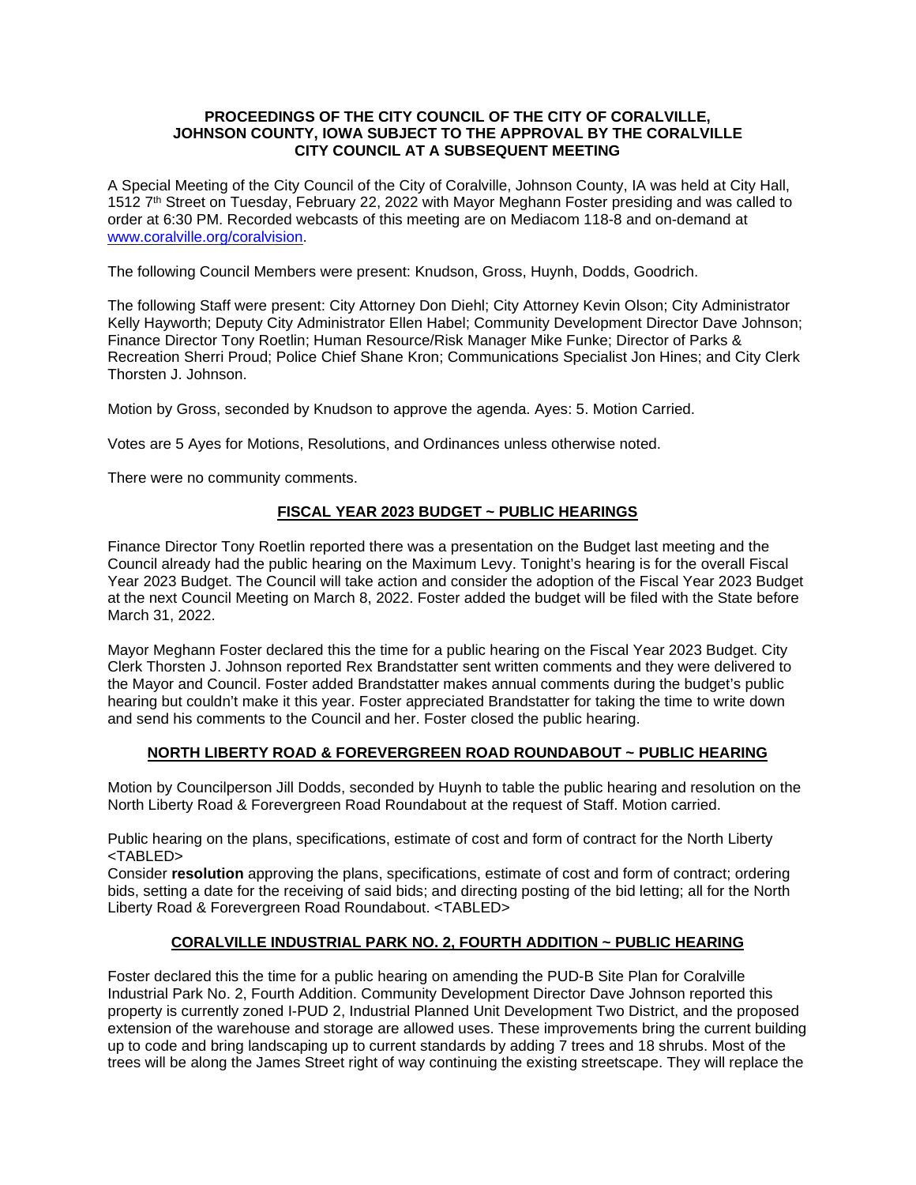**PROCEEDINGS OF THE CITY COUNCIL OF THE CITY OF CORALVILLE, JOHNSON COUNTY, IOWA SUBJECT TO THE APPROVAL BY THE CORALVILLE CITY COUNCIL AT A SUBSEQUENT MEETING**

A Special Meeting of the City Council of the City of Coralville, Johnson County, IA was held at City Hall, 1512 7th Street on Tuesday, February 22, 2022 with Mayor Meghann Foster presiding and was called to order at 6:30 PM. Recorded webcasts of this meeting are on Mediacom 118-8 and on-demand at [www.coralville.org/coralvision](http://www.coralville.org/coralvision).

The following Council Members were present: Knudson, Gross, Huynh, Dodds, Goodrich.

The following Staff were present: City Attorney Don Diehl; City Attorney Kevin Olson; City Administrator Kelly Hayworth; Deputy City Administrator Ellen Habel; Community Development Director Dave Johnson; Finance Director Tony Roetlin; Human Resource/Risk Manager Mike Funke; Director of Parks & Recreation Sherri Proud; Police Chief Shane Kron; Communications Specialist Jon Hines; and City Clerk Thorsten J. Johnson.

Motion by Gross, seconded by Knudson to approve the agenda. Ayes: 5. Motion Carried.

Votes are 5 Ayes for Motions, Resolutions, and Ordinances unless otherwise noted.

There were no community comments.

**FISCAL YEAR 2023 BUDGET ~ PUBLIC HEARINGS**

Finance Director Tony Roetlin reported there was a presentation on the Budget last meeting and the Council already had the public hearing on the Maximum Levy. Tonight's hearing is for the overall Fiscal Year 2023 Budget. The Council will take action and consider the adoption of the Fiscal Year 2023 Budget at the next Council Meeting on March 8, 2022. Foster added the budget will be filed with the State before March 31, 2022.

Mayor Meghann Foster declared this the time for a public hearing on the Fiscal Year 2023 Budget. City Clerk Thorsten J. Johnson reported Rex Brandstatter sent written comments and they were delivered to the Mayor and Council. Foster added Brandstatter makes annual comments during the budget's public hearing but couldn't make it this year. Foster appreciated Brandstatter for taking the time to write down and send his comments to the Council and her. Foster closed the public hearing.

**NORTH LIBERTY ROAD & FOREVERGREEN ROAD ROUNDABOUT ~ PUBLIC HEARING**

Motion by Councilperson Jill Dodds, seconded by Huynh to table the public hearing and resolution on the North Liberty Road & Forevergreen Road Roundabout at the request of Staff. Motion carried.

Public hearing on the plans, specifications, estimate of cost and form of contract for the North Liberty <TABLED>
Consider **resolution** approving the plans, specifications, estimate of cost and form of contract; ordering bids, setting a date for the receiving of said bids; and directing posting of the bid letting; all for the North Liberty Road & Forevergreen Road Roundabout. <TABLED>

**CORALVILLE INDUSTRIAL PARK NO. 2, FOURTH ADDITION ~ PUBLIC HEARING**

Foster declared this the time for a public hearing on amending the PUD-B Site Plan for Coralville Industrial Park No. 2, Fourth Addition. Community Development Director Dave Johnson reported this property is currently zoned I-PUD 2, Industrial Planned Unit Development Two District, and the proposed extension of the warehouse and storage are allowed uses. These improvements bring the current building up to code and bring landscaping up to current standards by adding 7 trees and 18 shrubs. Most of the trees will be along the James Street right of way continuing the existing streetscape. They will replace the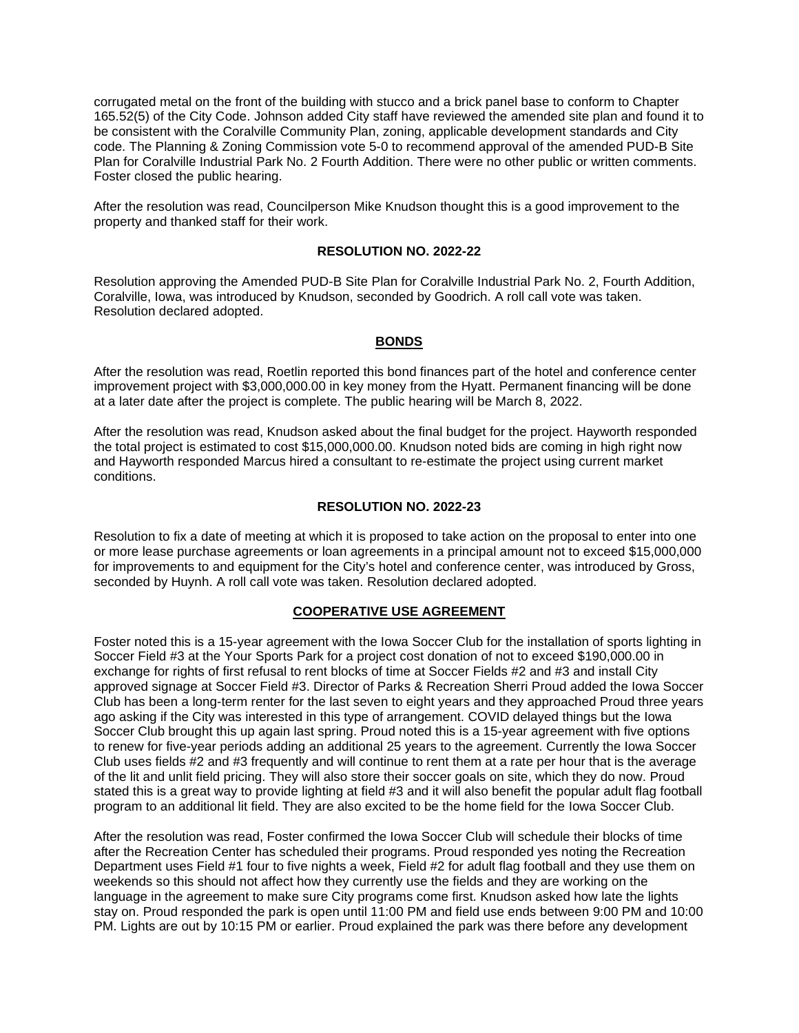corrugated metal on the front of the building with stucco and a brick panel base to conform to Chapter 165.52(5) of the City Code. Johnson added City staff have reviewed the amended site plan and found it to be consistent with the Coralville Community Plan, zoning, applicable development standards and City code. The Planning & Zoning Commission vote 5-0 to recommend approval of the amended PUD-B Site Plan for Coralville Industrial Park No. 2 Fourth Addition. There were no other public or written comments. Foster closed the public hearing.

After the resolution was read, Councilperson Mike Knudson thought this is a good improvement to the property and thanked staff for their work.

**RESOLUTION NO. 2022-22**

Resolution approving the Amended PUD-B Site Plan for Coralville Industrial Park No. 2, Fourth Addition, Coralville, Iowa, was introduced by Knudson, seconded by Goodrich. A roll call vote was taken. Resolution declared adopted.

## BONDS

After the resolution was read, Roetlin reported this bond finances part of the hotel and conference center improvement project with $3,000,000.00 in key money from the Hyatt. Permanent financing will be done at a later date after the project is complete. The public hearing will be March 8, 2022.

After the resolution was read, Knudson asked about the final budget for the project. Hayworth responded the total project is estimated to cost $15,000,000.00. Knudson noted bids are coming in high right now and Hayworth responded Marcus hired a consultant to re-estimate the project using current market conditions.

**RESOLUTION NO. 2022-23**

Resolution to fix a date of meeting at which it is proposed to take action on the proposal to enter into one or more lease purchase agreements or loan agreements in a principal amount not to exceed $15,000,000 for improvements to and equipment for the City's hotel and conference center, was introduced by Gross, seconded by Huynh. A roll call vote was taken. Resolution declared adopted.

## COOPERATIVE USE AGREEMENT

Foster noted this is a 15-year agreement with the Iowa Soccer Club for the installation of sports lighting in Soccer Field #3 at the Your Sports Park for a project cost donation of not to exceed $190,000.00 in exchange for rights of first refusal to rent blocks of time at Soccer Fields #2 and #3 and install City approved signage at Soccer Field #3. Director of Parks & Recreation Sherri Proud added the Iowa Soccer Club has been a long-term renter for the last seven to eight years and they approached Proud three years ago asking if the City was interested in this type of arrangement. COVID delayed things but the Iowa Soccer Club brought this up again last spring. Proud noted this is a 15-year agreement with five options to renew for five-year periods adding an additional 25 years to the agreement. Currently the Iowa Soccer Club uses fields #2 and #3 frequently and will continue to rent them at a rate per hour that is the average of the lit and unlit field pricing. They will also store their soccer goals on site, which they do now. Proud stated this is a great way to provide lighting at field #3 and it will also benefit the popular adult flag football program to an additional lit field. They are also excited to be the home field for the Iowa Soccer Club.

After the resolution was read, Foster confirmed the Iowa Soccer Club will schedule their blocks of time after the Recreation Center has scheduled their programs. Proud responded yes noting the Recreation Department uses Field #1 four to five nights a week, Field #2 for adult flag football and they use them on weekends so this should not affect how they currently use the fields and they are working on the language in the agreement to make sure City programs come first. Knudson asked how late the lights stay on. Proud responded the park is open until 11:00 PM and field use ends between 9:00 PM and 10:00 PM. Lights are out by 10:15 PM or earlier. Proud explained the park was there before any development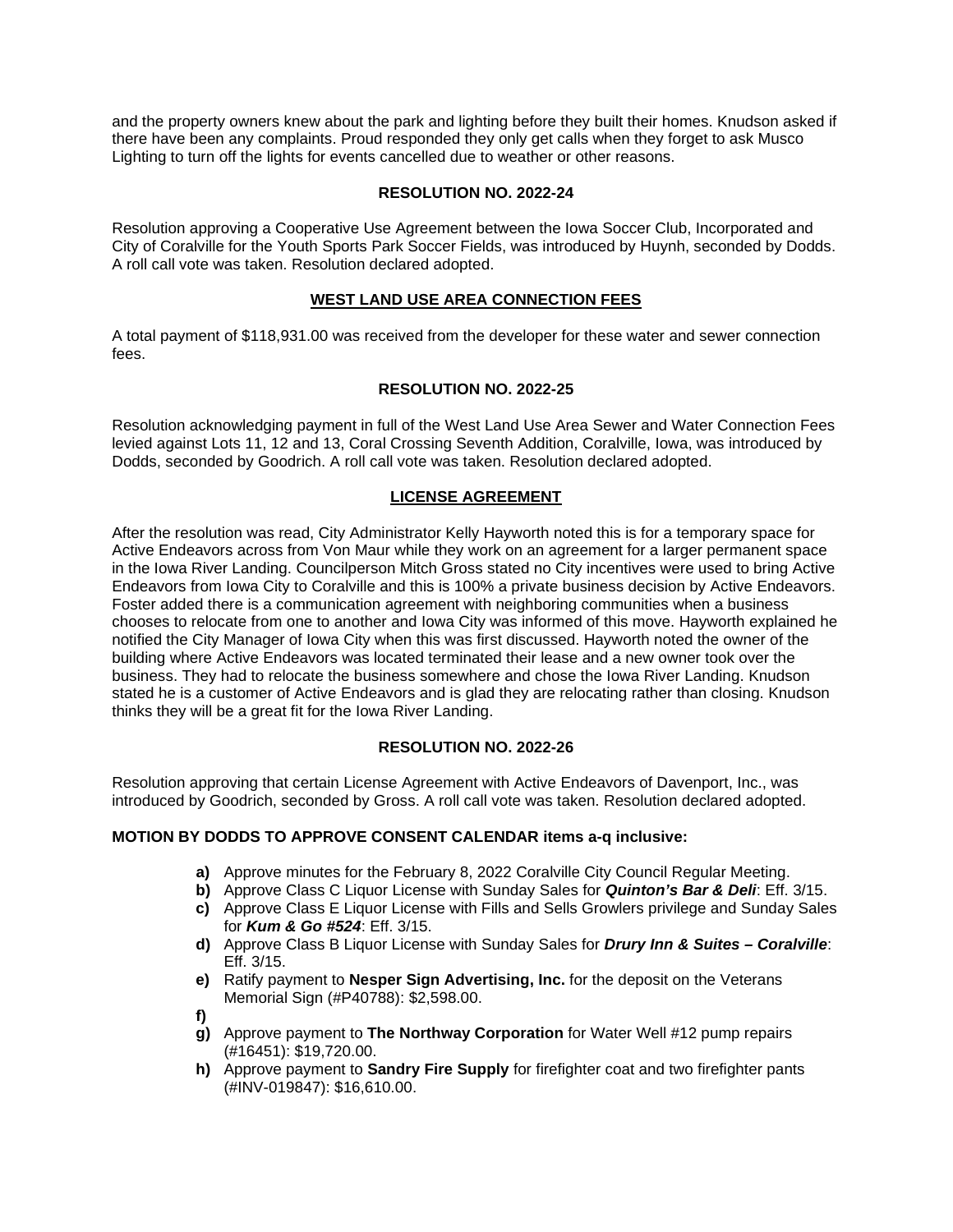and the property owners knew about the park and lighting before they built their homes. Knudson asked if there have been any complaints. Proud responded they only get calls when they forget to ask Musco Lighting to turn off the lights for events cancelled due to weather or other reasons.

**RESOLUTION NO. 2022-24**

Resolution approving a Cooperative Use Agreement between the Iowa Soccer Club, Incorporated and City of Coralville for the Youth Sports Park Soccer Fields, was introduced by Huynh, seconded by Dodds. A roll call vote was taken. Resolution declared adopted.

**WEST LAND USE AREA CONNECTION FEES**

A total payment of $118,931.00 was received from the developer for these water and sewer connection fees.

**RESOLUTION NO. 2022-25**

Resolution acknowledging payment in full of the West Land Use Area Sewer and Water Connection Fees levied against Lots 11, 12 and 13, Coral Crossing Seventh Addition, Coralville, Iowa, was introduced by Dodds, seconded by Goodrich. A roll call vote was taken. Resolution declared adopted.

**LICENSE AGREEMENT**

After the resolution was read, City Administrator Kelly Hayworth noted this is for a temporary space for Active Endeavors across from Von Maur while they work on an agreement for a larger permanent space in the Iowa River Landing. Councilperson Mitch Gross stated no City incentives were used to bring Active Endeavors from Iowa City to Coralville and this is 100% a private business decision by Active Endeavors. Foster added there is a communication agreement with neighboring communities when a business chooses to relocate from one to another and Iowa City was informed of this move. Hayworth explained he notified the City Manager of Iowa City when this was first discussed. Hayworth noted the owner of the building where Active Endeavors was located terminated their lease and a new owner took over the business. They had to relocate the business somewhere and chose the Iowa River Landing. Knudson stated he is a customer of Active Endeavors and is glad they are relocating rather than closing. Knudson thinks they will be a great fit for the Iowa River Landing.

**RESOLUTION NO. 2022-26**

Resolution approving that certain License Agreement with Active Endeavors of Davenport, Inc., was introduced by Goodrich, seconded by Gross. A roll call vote was taken. Resolution declared adopted.

**MOTION BY DODDS TO APPROVE CONSENT CALENDAR items a-q inclusive:**

- **a)** Approve minutes for the February 8, 2022 Coralville City Council Regular Meeting.
- **b)** Approve Class C Liquor License with Sunday Sales for ***Quinton's Bar & Deli***: Eff. 3/15.
- **c)** Approve Class E Liquor License with Fills and Sells Growlers privilege and Sunday Sales for ***Kum & Go #524***: Eff. 3/15.
- **d)** Approve Class B Liquor License with Sunday Sales for ***Drury Inn & Suites – Coralville***: Eff. 3/15.
- **e)** Ratify payment to **Nesper Sign Advertising, Inc.** for the deposit on the Veterans Memorial Sign (#P40788): $2,598.00.
- **f)**
- **g)** Approve payment to **The Northway Corporation** for Water Well #12 pump repairs (#16451): $19,720.00.
- **h)** Approve payment to **Sandry Fire Supply** for firefighter coat and two firefighter pants (#INV-019847): $16,610.00.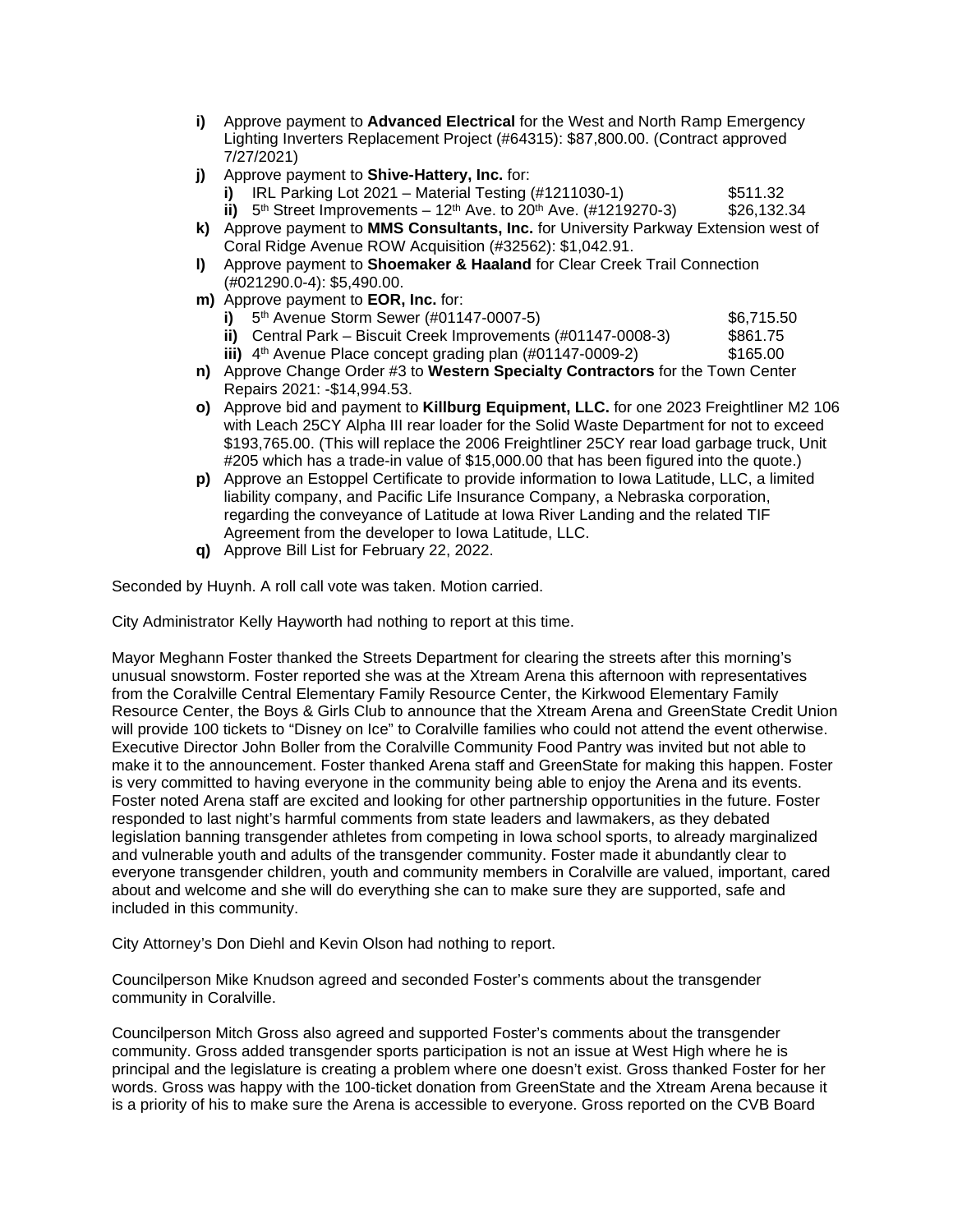**i)** Approve payment to **Advanced Electrical** for the West and North Ramp Emergency Lighting Inverters Replacement Project (#64315): $87,800.00. (Contract approved 7/27/2021)

**j)** Approve payment to **Shive-Hattery, Inc.** for:

- **i)** IRL Parking Lot 2021 – Material Testing (#1211030-1) $511.32
- **ii)** 5th Street Improvements – 12th Ave. to 20th Ave. (#1219270-3) $26,132.34

**k)** Approve payment to **MMS Consultants, Inc.** for University Parkway Extension west of Coral Ridge Avenue ROW Acquisition (#32562): $1,042.91.

**l)** Approve payment to **Shoemaker & Haaland** for Clear Creek Trail Connection (#021290.0-4): $5,490.00.

**m)** Approve payment to **EOR, Inc.** for:

- **i)** 5th Avenue Storm Sewer (#01147-0007-5) $6,715.50
- **ii)** Central Park – Biscuit Creek Improvements (#01147-0008-3) $861.75
- **iii)** 4th Avenue Place concept grading plan (#01147-0009-2) $165.00

**n)** Approve Change Order #3 to **Western Specialty Contractors** for the Town Center Repairs 2021: -$14,994.53.

**o)** Approve bid and payment to **Killburg Equipment, LLC.** for one 2023 Freightliner M2 106 with Leach 25CY Alpha III rear loader for the Solid Waste Department for not to exceed $193,765.00. (This will replace the 2006 Freightliner 25CY rear load garbage truck, Unit #205 which has a trade-in value of $15,000.00 that has been figured into the quote.)

**p)** Approve an Estoppel Certificate to provide information to Iowa Latitude, LLC, a limited liability company, and Pacific Life Insurance Company, a Nebraska corporation, regarding the conveyance of Latitude at Iowa River Landing and the related TIF Agreement from the developer to Iowa Latitude, LLC.

**q)** Approve Bill List for February 22, 2022.

Seconded by Huynh. A roll call vote was taken. Motion carried.

City Administrator Kelly Hayworth had nothing to report at this time.

Mayor Meghann Foster thanked the Streets Department for clearing the streets after this morning's unusual snowstorm. Foster reported she was at the Xtream Arena this afternoon with representatives from the Coralville Central Elementary Family Resource Center, the Kirkwood Elementary Family Resource Center, the Boys & Girls Club to announce that the Xtream Arena and GreenState Credit Union will provide 100 tickets to "Disney on Ice" to Coralville families who could not attend the event otherwise. Executive Director John Boller from the Coralville Community Food Pantry was invited but not able to make it to the announcement. Foster thanked Arena staff and GreenState for making this happen. Foster is very committed to having everyone in the community being able to enjoy the Arena and its events. Foster noted Arena staff are excited and looking for other partnership opportunities in the future. Foster responded to last night's harmful comments from state leaders and lawmakers, as they debated legislation banning transgender athletes from competing in Iowa school sports, to already marginalized and vulnerable youth and adults of the transgender community. Foster made it abundantly clear to everyone transgender children, youth and community members in Coralville are valued, important, cared about and welcome and she will do everything she can to make sure they are supported, safe and included in this community.

City Attorney's Don Diehl and Kevin Olson had nothing to report.

Councilperson Mike Knudson agreed and seconded Foster's comments about the transgender community in Coralville.

Councilperson Mitch Gross also agreed and supported Foster's comments about the transgender community. Gross added transgender sports participation is not an issue at West High where he is principal and the legislature is creating a problem where one doesn't exist. Gross thanked Foster for her words. Gross was happy with the 100-ticket donation from GreenState and the Xtream Arena because it is a priority of his to make sure the Arena is accessible to everyone. Gross reported on the CVB Board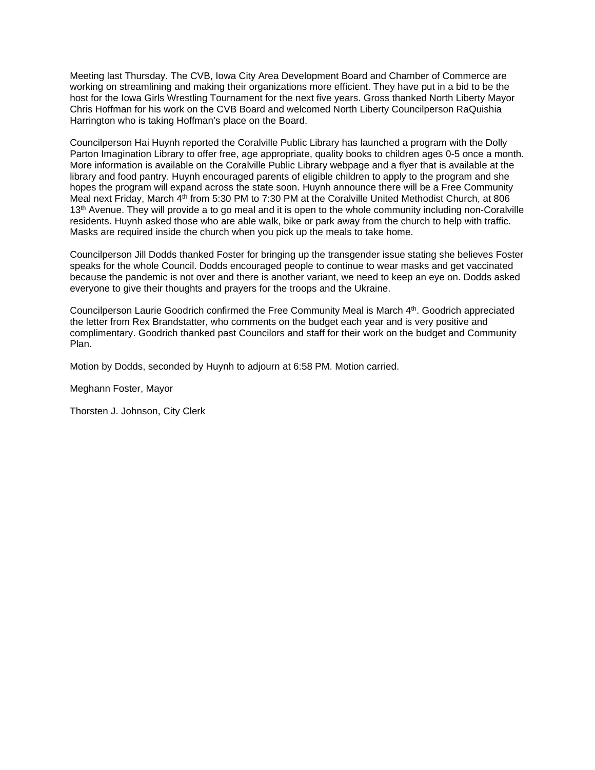Meeting last Thursday. The CVB, Iowa City Area Development Board and Chamber of Commerce are working on streamlining and making their organizations more efficient. They have put in a bid to be the host for the Iowa Girls Wrestling Tournament for the next five years. Gross thanked North Liberty Mayor Chris Hoffman for his work on the CVB Board and welcomed North Liberty Councilperson RaQuishia Harrington who is taking Hoffman's place on the Board.

Councilperson Hai Huynh reported the Coralville Public Library has launched a program with the Dolly Parton Imagination Library to offer free, age appropriate, quality books to children ages 0-5 once a month. More information is available on the Coralville Public Library webpage and a flyer that is available at the library and food pantry. Huynh encouraged parents of eligible children to apply to the program and she hopes the program will expand across the state soon. Huynh announce there will be a Free Community Meal next Friday, March 4th from 5:30 PM to 7:30 PM at the Coralville United Methodist Church, at 806 13th Avenue. They will provide a to go meal and it is open to the whole community including non-Coralville residents. Huynh asked those who are able walk, bike or park away from the church to help with traffic. Masks are required inside the church when you pick up the meals to take home.

Councilperson Jill Dodds thanked Foster for bringing up the transgender issue stating she believes Foster speaks for the whole Council. Dodds encouraged people to continue to wear masks and get vaccinated because the pandemic is not over and there is another variant, we need to keep an eye on. Dodds asked everyone to give their thoughts and prayers for the troops and the Ukraine.

Councilperson Laurie Goodrich confirmed the Free Community Meal is March 4th. Goodrich appreciated the letter from Rex Brandstatter, who comments on the budget each year and is very positive and complimentary. Goodrich thanked past Councilors and staff for their work on the budget and Community Plan.

Motion by Dodds, seconded by Huynh to adjourn at 6:58 PM. Motion carried.

Meghann Foster, Mayor

Thorsten J. Johnson, City Clerk